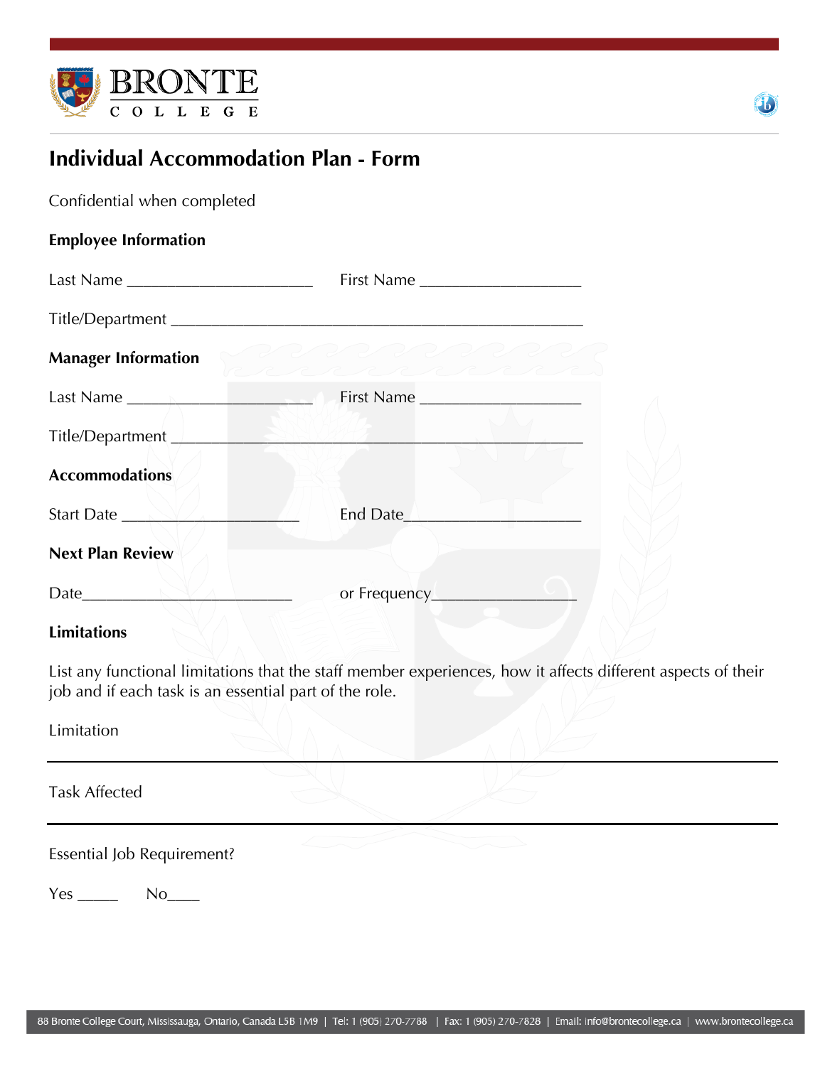BRONTE COLLEGE

# Individual Accommodation Plan - Form

Confidential when completed

**Employee Information**

Last Name ______________________ First Name ___________________

Title/Department _________________________________________________

**Manager Information**

Last Name ______________________ First Name ___________________

Title/Department _________________________________________________

**Accommodations**

Start Date _____________________ End Date_____________________

**Next Plan Review**

Date_________________________ or Frequency_________________

**Limitations**

List any functional limitations that the staff member experiences, how it affects different aspects of their job and if each task is an essential part of the role.

Limitation

---

Task Affected

---

Essential Job Requirement?

Yes _____ No____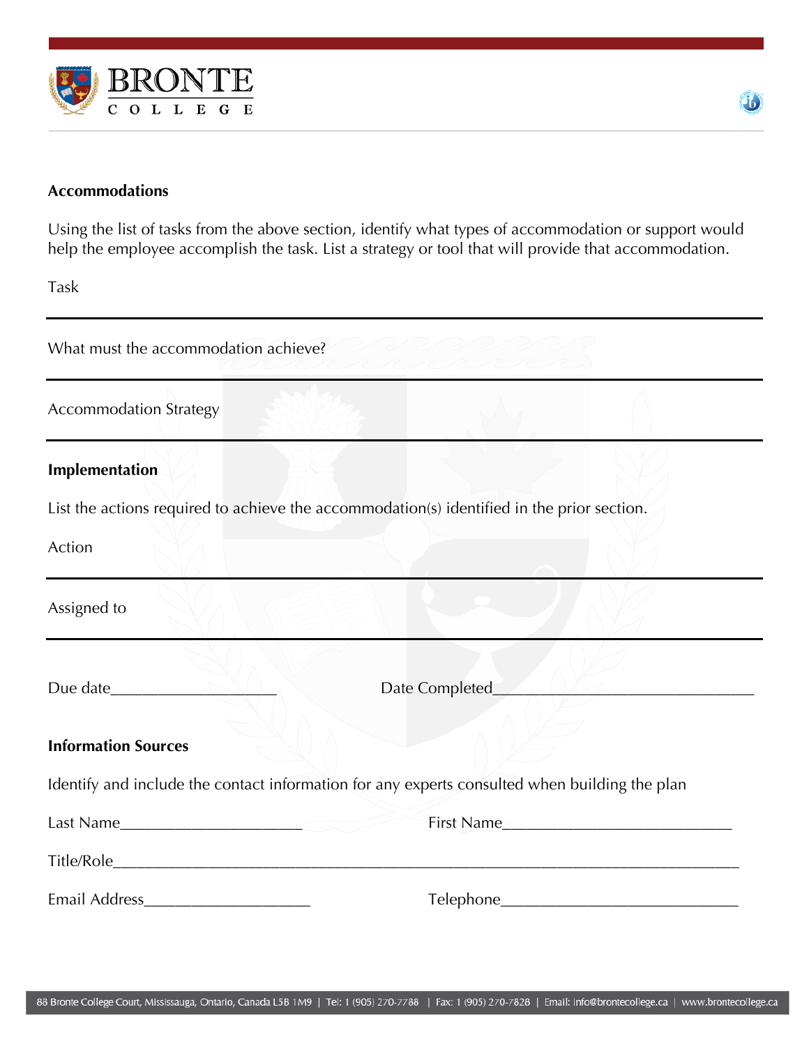**Accommodations**

Using the list of tasks from the above section, identify what types of accommodation or support would help the employee accomplish the task. List a strategy or tool that will provide that accommodation.

Task

---

What must the accommodation achieve?

---

Accommodation Strategy

---

**Implementation**

List the actions required to achieve the accommodation(s) identified in the prior section.

Action

---

Assigned to

---

Due date____________________ Date Completed________________________________

**Information Sources**

Identify and include the contact information for any experts consulted when building the plan

Last Name______________________ First Name____________________________

Title/Role__________________________________________________________________________

Email Address____________________ Telephone_____________________________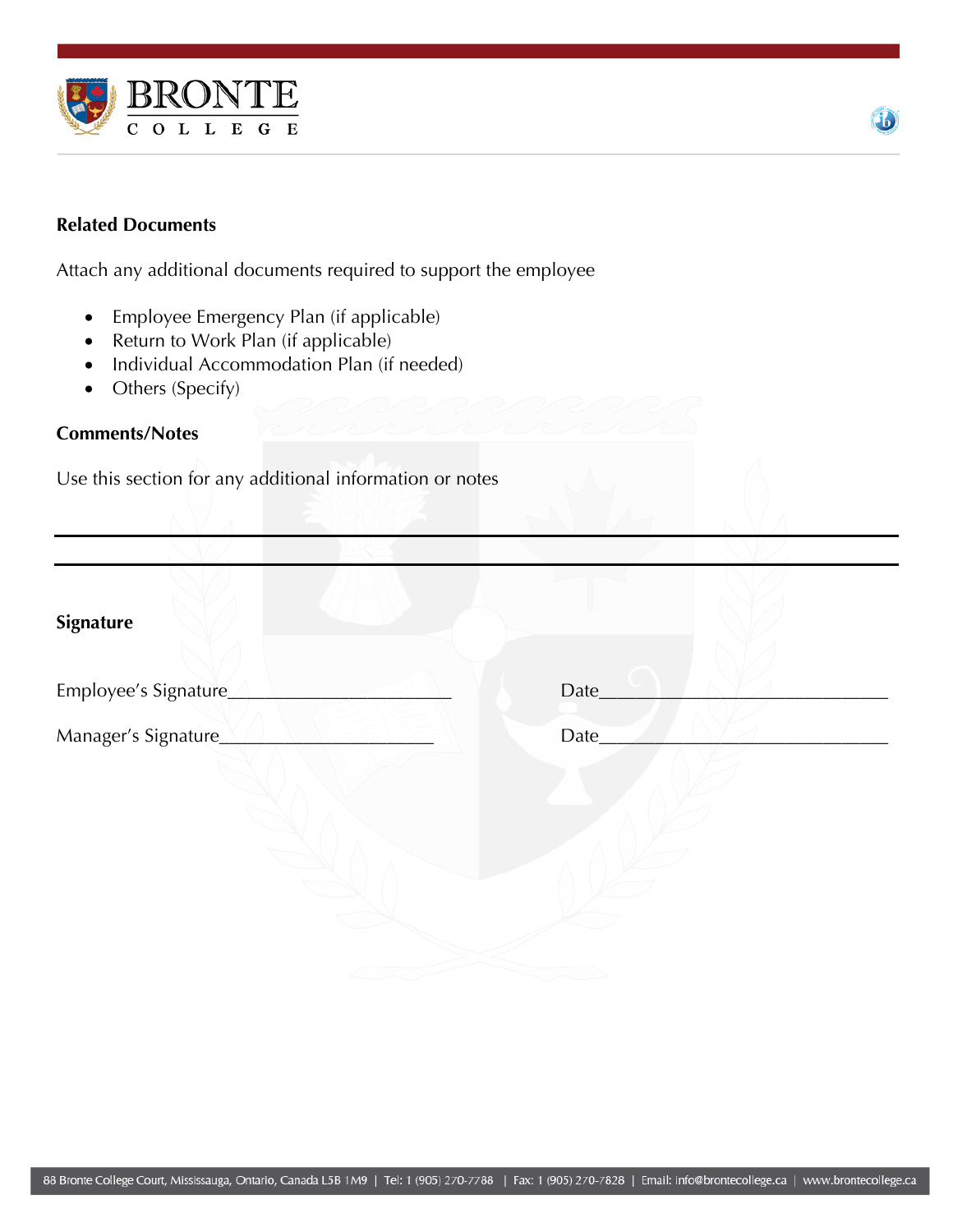**Related Documents**

Attach any additional documents required to support the employee

- Employee Emergency Plan (if applicable)
- Return to Work Plan (if applicable)
- Individual Accommodation Plan (if needed)
- Others (Specify)

**Comments/Notes**

Use this section for any additional information or notes

---

---

**Signature**

Employee's Signature______________________ Date____________________________

Manager's Signature______________________ Date____________________________